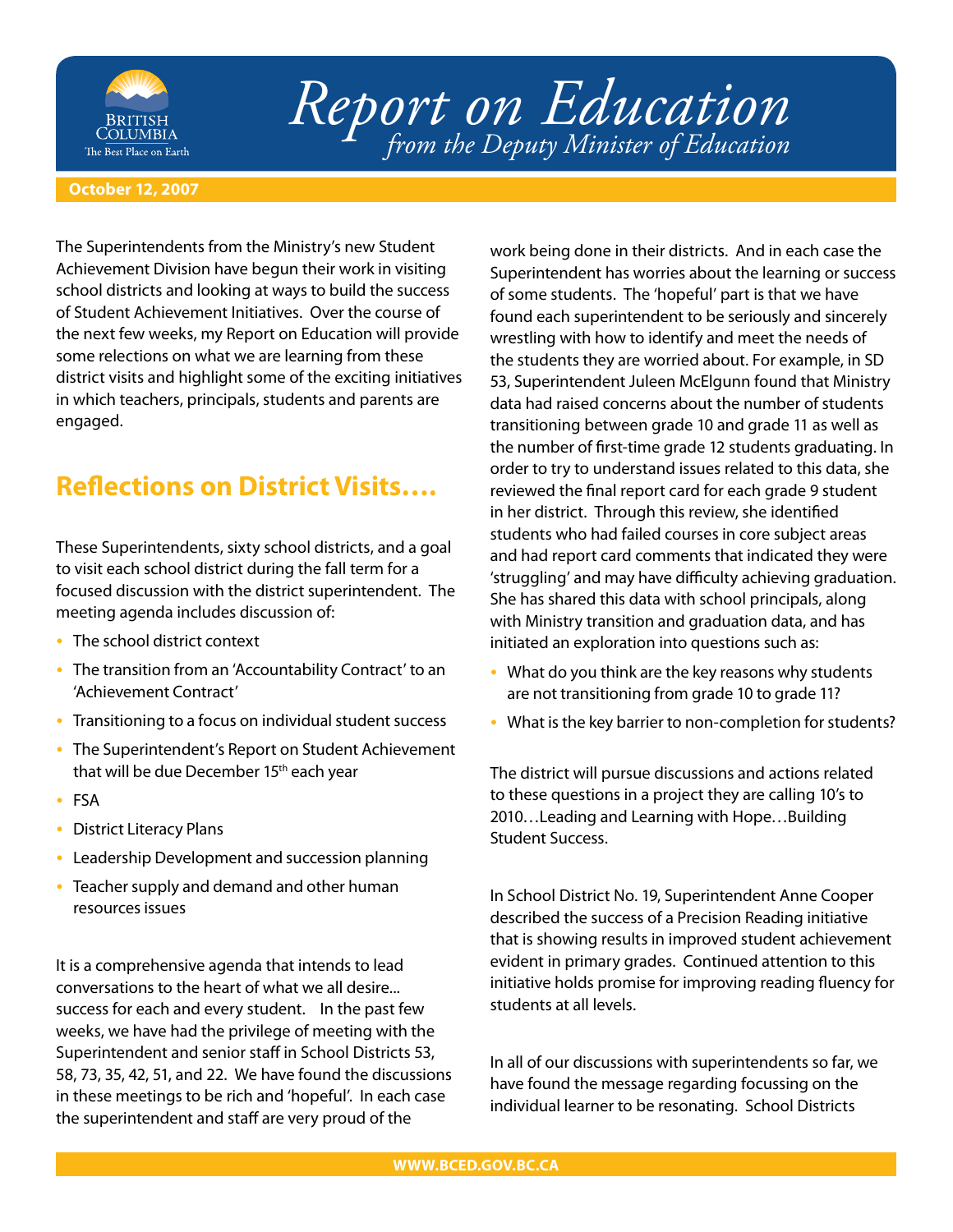# Report on Education
*from the Deputy Minister of Education*

**October 12, 2007**

The Superintendents from the Ministry's new Student Achievement Division have begun their work in visiting school districts and looking at ways to build the success of Student Achievement Initiatives. Over the course of the next few weeks, my Report on Education will provide some relections on what we are learning from these district visits and highlight some of the exciting initiatives in which teachers, principals, students and parents are engaged.

## Reflections on District Visits….

These Superintendents, sixty school districts, and a goal to visit each school district during the fall term for a focused discussion with the district superintendent. The meeting agenda includes discussion of:

- The school district context
- The transition from an 'Accountability Contract' to an 'Achievement Contract'
- Transitioning to a focus on individual student success
- The Superintendent's Report on Student Achievement that will be due December 15th each year
- FSA
- District Literacy Plans
- Leadership Development and succession planning
- Teacher supply and demand and other human resources issues

It is a comprehensive agenda that intends to lead conversations to the heart of what we all desire... success for each and every student. In the past few weeks, we have had the privilege of meeting with the Superintendent and senior staff in School Districts 53, 58, 73, 35, 42, 51, and 22. We have found the discussions in these meetings to be rich and 'hopeful'. In each case the superintendent and staff are very proud of the work being done in their districts. And in each case the Superintendent has worries about the learning or success of some students. The 'hopeful' part is that we have found each superintendent to be seriously and sincerely wrestling with how to identify and meet the needs of the students they are worried about. For example, in SD 53, Superintendent Juleen McElgunn found that Ministry data had raised concerns about the number of students transitioning between grade 10 and grade 11 as well as the number of first-time grade 12 students graduating. In order to try to understand issues related to this data, she reviewed the final report card for each grade 9 student in her district. Through this review, she identified students who had failed courses in core subject areas and had report card comments that indicated they were 'struggling' and may have difficulty achieving graduation. She has shared this data with school principals, along with Ministry transition and graduation data, and has initiated an exploration into questions such as:

- What do you think are the key reasons why students are not transitioning from grade 10 to grade 11?
- What is the key barrier to non-completion for students?

The district will pursue discussions and actions related to these questions in a project they are calling 10's to 2010…Leading and Learning with Hope…Building Student Success.

In School District No. 19, Superintendent Anne Cooper described the success of a Precision Reading initiative that is showing results in improved student achievement evident in primary grades. Continued attention to this initiative holds promise for improving reading fluency for students at all levels.

In all of our discussions with superintendents so far, we have found the message regarding focussing on the individual learner to be resonating. School Districts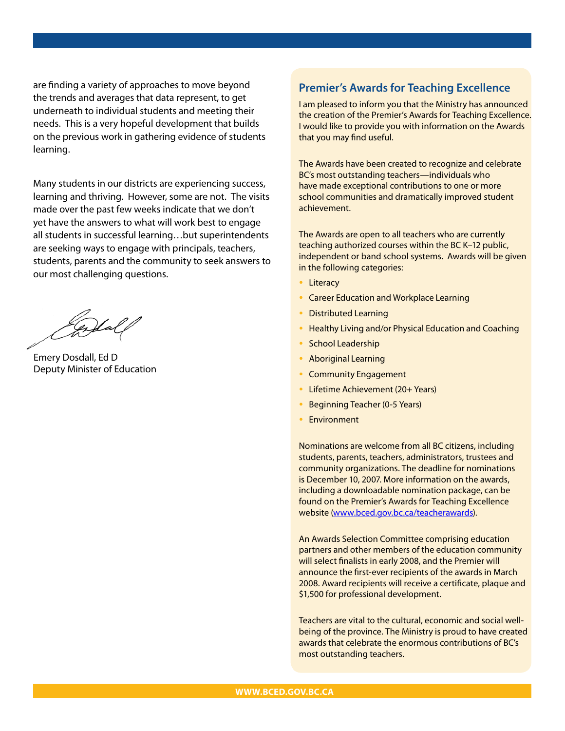are finding a variety of approaches to move beyond the trends and averages that data represent, to get underneath to individual students and meeting their needs. This is a very hopeful development that builds on the previous work in gathering evidence of students learning.

Many students in our districts are experiencing success, learning and thriving. However, some are not. The visits made over the past few weeks indicate that we don't yet have the answers to what will work best to engage all students in successful learning…but superintendents are seeking ways to engage with principals, teachers, students, parents and the community to seek answers to our most challenging questions.

Emery Dosdall, Ed D
Deputy Minister of Education

## Premier's Awards for Teaching Excellence

I am pleased to inform you that the Ministry has announced the creation of the Premier's Awards for Teaching Excellence. I would like to provide you with information on the Awards that you may find useful.

The Awards have been created to recognize and celebrate BC's most outstanding teachers—individuals who have made exceptional contributions to one or more school communities and dramatically improved student achievement.

The Awards are open to all teachers who are currently teaching authorized courses within the BC K–12 public, independent or band school systems. Awards will be given in the following categories:

- Literacy
- Career Education and Workplace Learning
- Distributed Learning
- Healthy Living and/or Physical Education and Coaching
- School Leadership
- Aboriginal Learning
- Community Engagement
- Lifetime Achievement (20+ Years)
- Beginning Teacher (0-5 Years)
- Environment

Nominations are welcome from all BC citizens, including students, parents, teachers, administrators, trustees and community organizations. The deadline for nominations is December 10, 2007. More information on the awards, including a downloadable nomination package, can be found on the Premier's Awards for Teaching Excellence website (www.bced.gov.bc.ca/teacherawards).

An Awards Selection Committee comprising education partners and other members of the education community will select finalists in early 2008, and the Premier will announce the first-ever recipients of the awards in March 2008. Award recipients will receive a certificate, plaque and $1,500 for professional development.

Teachers are vital to the cultural, economic and social well-being of the province. The Ministry is proud to have created awards that celebrate the enormous contributions of BC's most outstanding teachers.